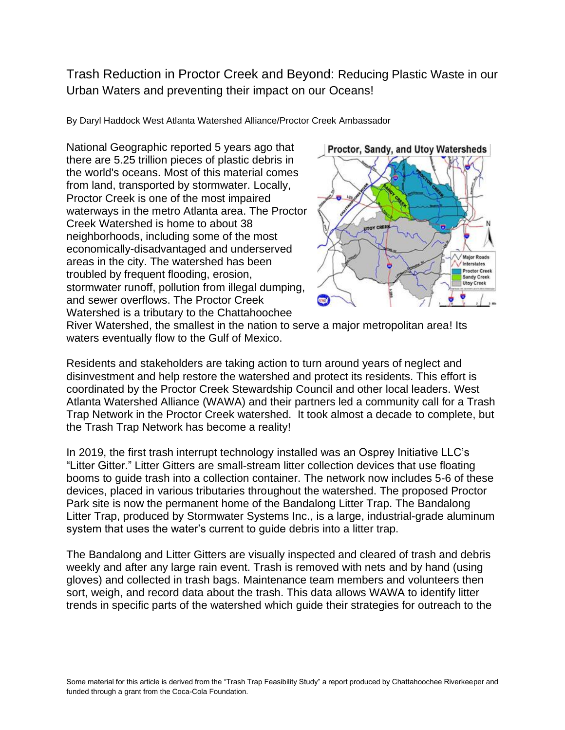# Trash Reduction in Proctor Creek and Beyond: Reducing Plastic Waste in our Urban Waters and preventing their impact on our Oceans!

By Daryl Haddock West Atlanta Watershed Alliance/Proctor Creek Ambassador

National Geographic reported 5 years ago that there are 5.25 trillion pieces of plastic debris in the world's oceans. Most of this material comes from land, transported by stormwater. Locally, Proctor Creek is one of the most impaired waterways in the metro Atlanta area. The Proctor Creek Watershed is home to about 38 neighborhoods, including some of the most economically-disadvantaged and underserved areas in the city. The watershed has been troubled by frequent flooding, erosion, stormwater runoff, pollution from illegal dumping, and sewer overflows. The Proctor Creek Watershed is a tributary to the Chattahoochee River Watershed, the smallest in the nation to serve a major metropolitan area! Its waters eventually flow to the Gulf of Mexico.

Residents and stakeholders are taking action to turn around years of neglect and disinvestment and help restore the watershed and protect its residents. This effort is coordinated by the Proctor Creek Stewardship Council and other local leaders. West Atlanta Watershed Alliance (WAWA) and their partners led a community call for a Trash Trap Network in the Proctor Creek watershed. It took almost a decade to complete, but the Trash Trap Network has become a reality!

In 2019, the first trash interrupt technology installed was an Osprey Initiative LLC's "Litter Gitter." Litter Gitters are small-stream litter collection devices that use floating booms to guide trash into a collection container. The network now includes 5-6 of these devices, placed in various tributaries throughout the watershed. The proposed Proctor Park site is now the permanent home of the Bandalong Litter Trap. The Bandalong Litter Trap, produced by Stormwater Systems Inc., is a large, industrial-grade aluminum system that uses the water's current to guide debris into a litter trap.

The Bandalong and Litter Gitters are visually inspected and cleared of trash and debris weekly and after any large rain event. Trash is removed with nets and by hand (using gloves) and collected in trash bags. Maintenance team members and volunteers then sort, weigh, and record data about the trash. This data allows WAWA to identify litter trends in specific parts of the watershed which guide their strategies for outreach to the

Some material for this article is derived from the "Trash Trap Feasibility Study" a report produced by Chattahoochee Riverkeeper and funded through a grant from the Coca-Cola Foundation.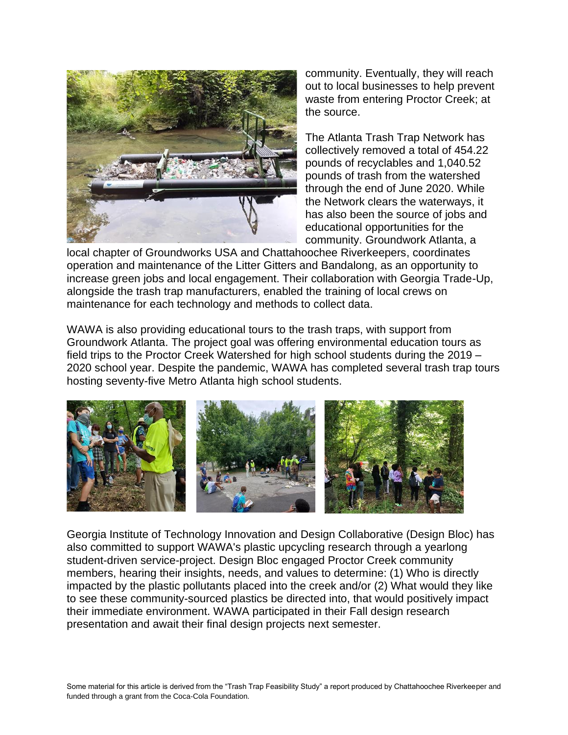community. Eventually, they will reach out to local businesses to help prevent waste from entering Proctor Creek; at the source.

The Atlanta Trash Trap Network has collectively removed a total of 454.22 pounds of recyclables and 1,040.52 pounds of trash from the watershed through the end of June 2020. While the Network clears the waterways, it has also been the source of jobs and educational opportunities for the community. Groundwork Atlanta, a local chapter of Groundworks USA and Chattahoochee Riverkeepers, coordinates operation and maintenance of the Litter Gitters and Bandalong, as an opportunity to increase green jobs and local engagement. Their collaboration with Georgia Trade-Up, alongside the trash trap manufacturers, enabled the training of local crews on maintenance for each technology and methods to collect data.

WAWA is also providing educational tours to the trash traps, with support from Groundwork Atlanta. The project goal was offering environmental education tours as field trips to the Proctor Creek Watershed for high school students during the 2019 – 2020 school year. Despite the pandemic, WAWA has completed several trash trap tours hosting seventy-five Metro Atlanta high school students.

Georgia Institute of Technology Innovation and Design Collaborative (Design Bloc) has also committed to support WAWA's plastic upcycling research through a yearlong student-driven service-project. Design Bloc engaged Proctor Creek community members, hearing their insights, needs, and values to determine: (1) Who is directly impacted by the plastic pollutants placed into the creek and/or (2) What would they like to see these community-sourced plastics be directed into, that would positively impact their immediate environment. WAWA participated in their Fall design research presentation and await their final design projects next semester.

Some material for this article is derived from the "Trash Trap Feasibility Study" a report produced by Chattahoochee Riverkeeper and funded through a grant from the Coca-Cola Foundation.